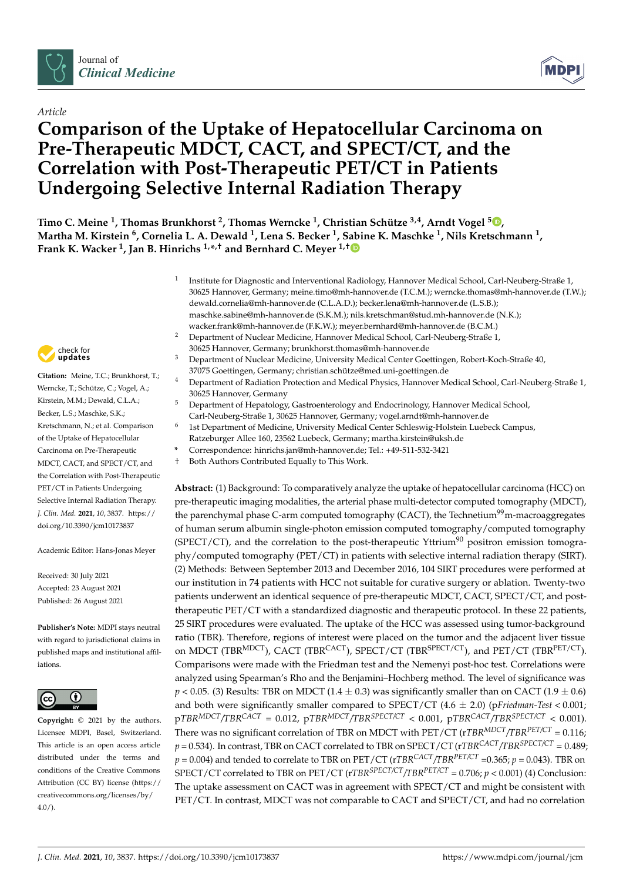Article

# Comparison of the Uptake of Hepatocellular Carcinoma on Pre-Therapeutic MDCT, CACT, and SPECT/CT, and the Correlation with Post-Therapeutic PET/CT in Patients Undergoing Selective Internal Radiation Therapy

**Timo C. Meine [1], Thomas Brunkhorst [2], Thomas Werncke [1], Christian Schütze [3,4], Arndt Vogel [5], Martha M. Kirstein [6], Cornelia L. A. Dewald [1], Lena S. Becker [1], Sabine K. Maschke [1], Nils Kretschmann [1], Frank K. Wacker [1], Jan B. Hinrichs [1,*,†] and Bernhard C. Meyer [1,†]**

[1] Institute for Diagnostic and Interventional Radiology, Hannover Medical School, Carl-Neuberg-Straße 1, 30625 Hannover, Germany; meine.timo@mh-hannover.de (T.C.M.); werncke.thomas@mh-hannover.de (T.W.); dewald.cornelia@mh-hannover.de (C.L.A.D.); becker.lena@mh-hannover.de (L.S.B.); maschke.sabine@mh-hannover.de (S.K.M.); nils.kretschman@stud.mh-hannover.de (N.K.); wacker.frank@mh-hannover.de (F.K.W.); meyer.bernhard@mh-hannover.de (B.C.M.)

[2] Department of Nuclear Medicine, Hannover Medical School, Carl-Neuberg-Straße 1, 30625 Hannover, Germany; brunkhorst.thomas@mh-hannover.de

[3] Department of Nuclear Medicine, University Medical Center Goettingen, Robert-Koch-Straße 40, 37075 Goettingen, Germany; christian.schütze@med.uni-goettingen.de

[4] Department of Radiation Protection and Medical Physics, Hannover Medical School, Carl-Neuberg-Straße 1, 30625 Hannover, Germany

[5] Department of Hepatology, Gastroenterology and Endocrinology, Hannover Medical School, Carl-Neuberg-Straße 1, 30625 Hannover, Germany; vogel.arndt@mh-hannover.de

[6] 1st Department of Medicine, University Medical Center Schleswig-Holstein Luebeck Campus, Ratzeburger Allee 160, 23562 Luebeck, Germany; martha.kirstein@uksh.de

\* Correspondence: hinrichs.jan@mh-hannover.de; Tel.: +49-511-532-3421

† Both Authors Contributed Equally to This Work.

**Citation:** Meine, T.C.; Brunkhorst, T.; Werncke, T.; Schütze, C.; Vogel, A.; Kirstein, M.M.; Dewald, C.L.A.; Becker, L.S.; Maschke, S.K.; Kretschmann, N.; et al. Comparison of the Uptake of Hepatocellular Carcinoma on Pre-Therapeutic MDCT, CACT, and SPECT/CT, and the Correlation with Post-Therapeutic PET/CT in Patients Undergoing Selective Internal Radiation Therapy. *J. Clin. Med.* **2021**, *10*, 3837. https://doi.org/10.3390/jcm10173837

Academic Editor: Hans-Jonas Meyer

Received: 30 July 2021
Accepted: 23 August 2021
Published: 26 August 2021

**Publisher's Note:** MDPI stays neutral with regard to jurisdictional claims in published maps and institutional affiliations.

**Copyright:** © 2021 by the authors. Licensee MDPI, Basel, Switzerland. This article is an open access article distributed under the terms and conditions of the Creative Commons Attribution (CC BY) license (https://creativecommons.org/licenses/by/4.0/).

**Abstract:** (1) Background: To comparatively analyze the uptake of hepatocellular carcinoma (HCC) on pre-therapeutic imaging modalities, the arterial phase multi-detector computed tomography (MDCT), the parenchymal phase C-arm computed tomography (CACT), the Technetium$^{99}$m-macroaggregates of human serum albumin single-photon emission computed tomography/computed tomography (SPECT/CT), and the correlation to the post-therapeutic Yttrium$^{90}$ positron emission tomography/computed tomography (PET/CT) in patients with selective internal radiation therapy (SIRT). (2) Methods: Between September 2013 and December 2016, 104 SIRT procedures were performed at our institution in 74 patients with HCC not suitable for curative surgery or ablation. Twenty-two patients underwent an identical sequence of pre-therapeutic MDCT, CACT, SPECT/CT, and post-therapeutic PET/CT with a standardized diagnostic and therapeutic protocol. In these 22 patients, 25 SIRT procedures were evaluated. The uptake of the HCC was assessed using tumor-background ratio (TBR). Therefore, regions of interest were placed on the tumor and the adjacent liver tissue on MDCT ($TBR^{MDCT}$), CACT ($TBR^{CACT}$), SPECT/CT ($TBR^{SPECT/CT}$), and PET/CT ($TBR^{PET/CT}$). Comparisons were made with the Friedman test and the Nemenyi post-hoc test. Correlations were analyzed using Spearman's Rho and the Benjamini–Hochberg method. The level of significance was $p < 0.05$. (3) Results: TBR on MDCT (1.4 ± 0.3) was significantly smaller than on CACT (1.9 ± 0.6) and both were significantly smaller compared to SPECT/CT (4.6 ± 2.0) ($p_{Friedman\text{-}Test} < 0.001$; $pTBR^{MDCT}/TBR^{CACT} = 0.012$, $pTBR^{MDCT}/TBR^{SPECT/CT} < 0.001$, $pTBR^{CACT}/TBR^{SPECT/CT} < 0.001$). There was no significant correlation of TBR on MDCT with PET/CT ($rTBR^{MDCT}/TBR^{PET/CT} = 0.116$; $p = 0.534$). In contrast, TBR on CACT correlated to TBR on SPECT/CT ($rTBR^{CACT}/TBR^{SPECT/CT} = 0.489$; $p = 0.004$) and tended to correlate to TBR on PET/CT ($rTBR^{CACT}/TBR^{PET/CT} = 0.365$; $p = 0.043$). TBR on SPECT/CT correlated to TBR on PET/CT ($rTBR^{SPECT/CT}/TBR^{PET/CT} = 0.706$; $p < 0.001$) (4) Conclusion: The uptake assessment on CACT was in agreement with SPECT/CT and might be consistent with PET/CT. In contrast, MDCT was not comparable to CACT and SPECT/CT, and had no correlation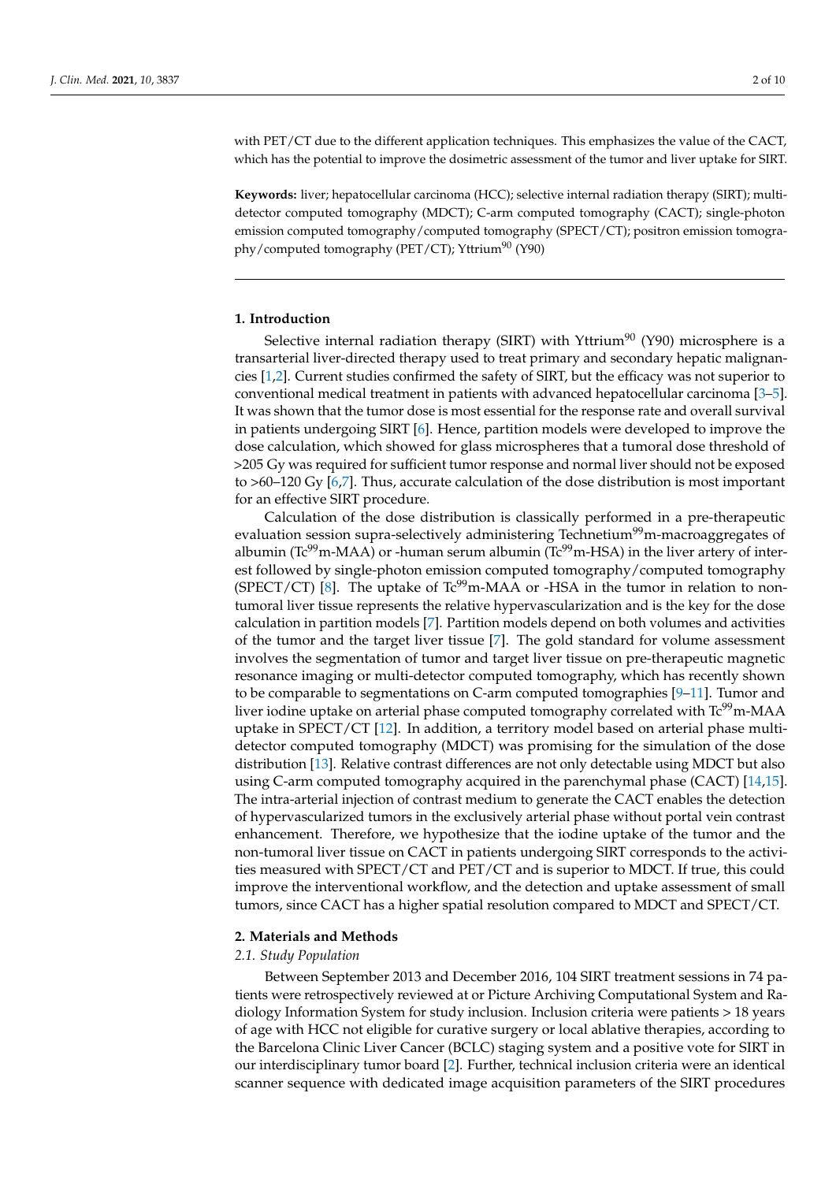with PET/CT due to the different application techniques. This emphasizes the value of the CACT, which has the potential to improve the dosimetric assessment of the tumor and liver uptake for SIRT.

**Keywords:** liver; hepatocellular carcinoma (HCC); selective internal radiation therapy (SIRT); multi-detector computed tomography (MDCT); C-arm computed tomography (CACT); single-photon emission computed tomography/computed tomography (SPECT/CT); positron emission tomography/computed tomography (PET/CT); Yttrium$^{90}$ (Y90)

## 1. Introduction

Selective internal radiation therapy (SIRT) with Yttrium$^{90}$ (Y90) microsphere is a transarterial liver-directed therapy used to treat primary and secondary hepatic malignancies [1,2]. Current studies confirmed the safety of SIRT, but the efficacy was not superior to conventional medical treatment in patients with advanced hepatocellular carcinoma [3–5]. It was shown that the tumor dose is most essential for the response rate and overall survival in patients undergoing SIRT [6]. Hence, partition models were developed to improve the dose calculation, which showed for glass microspheres that a tumoral dose threshold of >205 Gy was required for sufficient tumor response and normal liver should not be exposed to >60–120 Gy [6,7]. Thus, accurate calculation of the dose distribution is most important for an effective SIRT procedure.

Calculation of the dose distribution is classically performed in a pre-therapeutic evaluation session supra-selectively administering Technetium$^{99}$m-macroaggregates of albumin (Tc$^{99}$m-MAA) or -human serum albumin (Tc$^{99}$m-HSA) in the liver artery of interest followed by single-photon emission computed tomography/computed tomography (SPECT/CT) [8]. The uptake of Tc$^{99}$m-MAA or -HSA in the tumor in relation to non-tumoral liver tissue represents the relative hypervascularization and is the key for the dose calculation in partition models [7]. Partition models depend on both volumes and activities of the tumor and the target liver tissue [7]. The gold standard for volume assessment involves the segmentation of tumor and target liver tissue on pre-therapeutic magnetic resonance imaging or multi-detector computed tomography, which has recently shown to be comparable to segmentations on C-arm computed tomographies [9–11]. Tumor and liver iodine uptake on arterial phase computed tomography correlated with Tc$^{99}$m-MAA uptake in SPECT/CT [12]. In addition, a territory model based on arterial phase multi-detector computed tomography (MDCT) was promising for the simulation of the dose distribution [13]. Relative contrast differences are not only detectable using MDCT but also using C-arm computed tomography acquired in the parenchymal phase (CACT) [14,15]. The intra-arterial injection of contrast medium to generate the CACT enables the detection of hypervascularized tumors in the exclusively arterial phase without portal vein contrast enhancement. Therefore, we hypothesize that the iodine uptake of the tumor and the non-tumoral liver tissue on CACT in patients undergoing SIRT corresponds to the activities measured with SPECT/CT and PET/CT and is superior to MDCT. If true, this could improve the interventional workflow, and the detection and uptake assessment of small tumors, since CACT has a higher spatial resolution compared to MDCT and SPECT/CT.

## 2. Materials and Methods

### 2.1. Study Population

Between September 2013 and December 2016, 104 SIRT treatment sessions in 74 patients were retrospectively reviewed at or Picture Archiving Computational System and Radiology Information System for study inclusion. Inclusion criteria were patients > 18 years of age with HCC not eligible for curative surgery or local ablative therapies, according to the Barcelona Clinic Liver Cancer (BCLC) staging system and a positive vote for SIRT in our interdisciplinary tumor board [2]. Further, technical inclusion criteria were an identical scanner sequence with dedicated image acquisition parameters of the SIRT procedures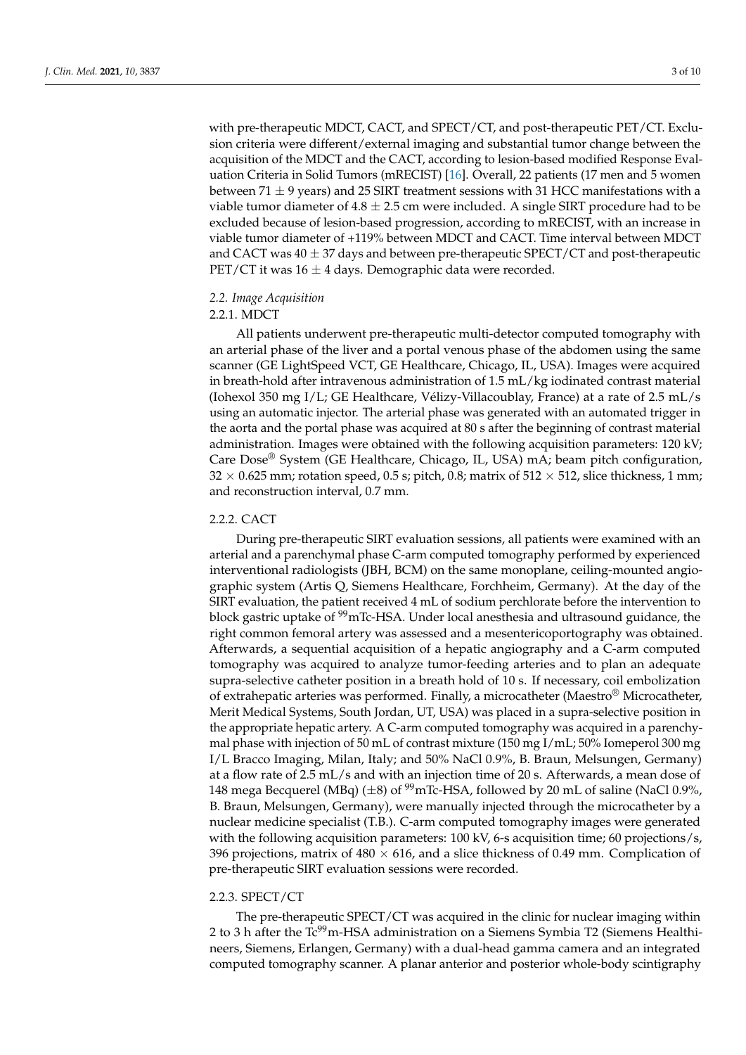with pre-therapeutic MDCT, CACT, and SPECT/CT, and post-therapeutic PET/CT. Exclusion criteria were different/external imaging and substantial tumor change between the acquisition of the MDCT and the CACT, according to lesion-based modified Response Evaluation Criteria in Solid Tumors (mRECIST) [16]. Overall, 22 patients (17 men and 5 women between 71 ± 9 years) and 25 SIRT treatment sessions with 31 HCC manifestations with a viable tumor diameter of 4.8 ± 2.5 cm were included. A single SIRT procedure had to be excluded because of lesion-based progression, according to mRECIST, with an increase in viable tumor diameter of +119% between MDCT and CACT. Time interval between MDCT and CACT was 40 ± 37 days and between pre-therapeutic SPECT/CT and post-therapeutic PET/CT it was 16 ± 4 days. Demographic data were recorded.

### *2.2. Image Acquisition*

#### 2.2.1. MDCT

All patients underwent pre-therapeutic multi-detector computed tomography with an arterial phase of the liver and a portal venous phase of the abdomen using the same scanner (GE LightSpeed VCT, GE Healthcare, Chicago, IL, USA). Images were acquired in breath-hold after intravenous administration of 1.5 mL/kg iodinated contrast material (Iohexol 350 mg I/L; GE Healthcare, Vélizy-Villacoublay, France) at a rate of 2.5 mL/s using an automatic injector. The arterial phase was generated with an automated trigger in the aorta and the portal phase was acquired at 80 s after the beginning of contrast material administration. Images were obtained with the following acquisition parameters: 120 kV; Care Dose® System (GE Healthcare, Chicago, IL, USA) mA; beam pitch configuration, 32 × 0.625 mm; rotation speed, 0.5 s; pitch, 0.8; matrix of 512 × 512, slice thickness, 1 mm; and reconstruction interval, 0.7 mm.

#### 2.2.2. CACT

During pre-therapeutic SIRT evaluation sessions, all patients were examined with an arterial and a parenchymal phase C-arm computed tomography performed by experienced interventional radiologists (JBH, BCM) on the same monoplane, ceiling-mounted angiographic system (Artis Q, Siemens Healthcare, Forchheim, Germany). At the day of the SIRT evaluation, the patient received 4 mL of sodium perchlorate before the intervention to block gastric uptake of $^{99}$mTc-HSA. Under local anesthesia and ultrasound guidance, the right common femoral artery was assessed and a mesentericoportography was obtained. Afterwards, a sequential acquisition of a hepatic angiography and a C-arm computed tomography was acquired to analyze tumor-feeding arteries and to plan an adequate supra-selective catheter position in a breath hold of 10 s. If necessary, coil embolization of extrahepatic arteries was performed. Finally, a microcatheter (Maestro® Microcatheter, Merit Medical Systems, South Jordan, UT, USA) was placed in a supra-selective position in the appropriate hepatic artery. A C-arm computed tomography was acquired in a parenchymal phase with injection of 50 mL of contrast mixture (150 mg I/mL; 50% Iomeperol 300 mg I/L Bracco Imaging, Milan, Italy; and 50% NaCl 0.9%, B. Braun, Melsungen, Germany) at a flow rate of 2.5 mL/s and with an injection time of 20 s. Afterwards, a mean dose of 148 mega Becquerel (MBq) (±8) of $^{99}$mTc-HSA, followed by 20 mL of saline (NaCl 0.9%, B. Braun, Melsungen, Germany), were manually injected through the microcatheter by a nuclear medicine specialist (T.B.). C-arm computed tomography images were generated with the following acquisition parameters: 100 kV, 6-s acquisition time; 60 projections/s, 396 projections, matrix of 480 × 616, and a slice thickness of 0.49 mm. Complication of pre-therapeutic SIRT evaluation sessions were recorded.

#### 2.2.3. SPECT/CT

The pre-therapeutic SPECT/CT was acquired in the clinic for nuclear imaging within 2 to 3 h after the Tc$^{99}$m-HSA administration on a Siemens Symbia T2 (Siemens Healthineers, Siemens, Erlangen, Germany) with a dual-head gamma camera and an integrated computed tomography scanner. A planar anterior and posterior whole-body scintigraphy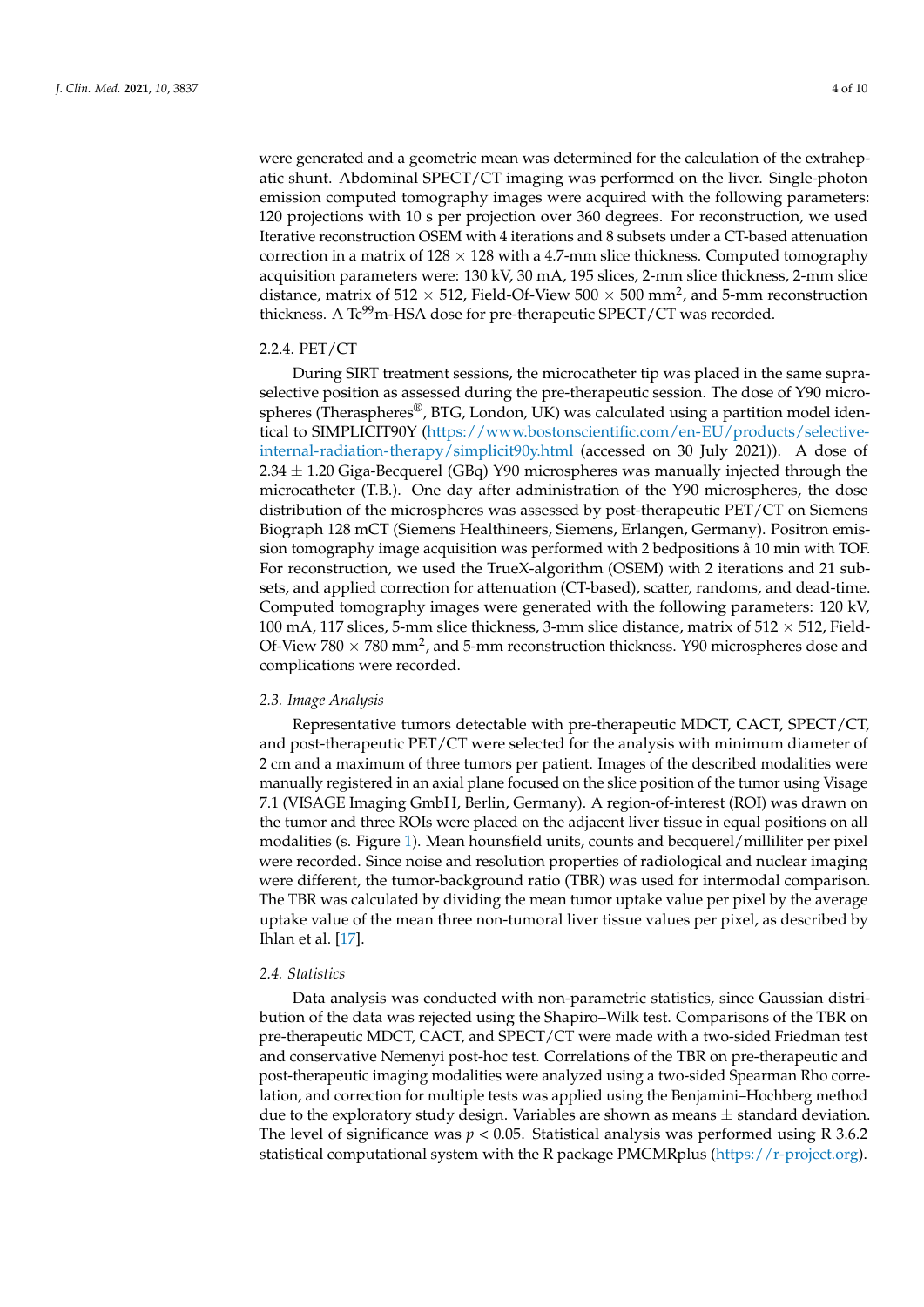were generated and a geometric mean was determined for the calculation of the extrahepatic shunt. Abdominal SPECT/CT imaging was performed on the liver. Single-photon emission computed tomography images were acquired with the following parameters: 120 projections with 10 s per projection over 360 degrees. For reconstruction, we used Iterative reconstruction OSEM with 4 iterations and 8 subsets under a CT-based attenuation correction in a matrix of 128 × 128 with a 4.7-mm slice thickness. Computed tomography acquisition parameters were: 130 kV, 30 mA, 195 slices, 2-mm slice thickness, 2-mm slice distance, matrix of 512 × 512, Field-Of-View 500 × 500 mm$^2$, and 5-mm reconstruction thickness. A $Tc^{99}$m-HSA dose for pre-therapeutic SPECT/CT was recorded.

#### 2.2.4. PET/CT

During SIRT treatment sessions, the microcatheter tip was placed in the same supraselective position as assessed during the pre-therapeutic session. The dose of Y90 microspheres (Theraspheres®, BTG, London, UK) was calculated using a partition model identical to SIMPLICIT90Y (https://www.bostonscientific.com/en-EU/products/selective-internal-radiation-therapy/simplicit90y.html (accessed on 30 July 2021)). A dose of 2.34 ± 1.20 Giga-Becquerel (GBq) Y90 microspheres was manually injected through the microcatheter (T.B.). One day after administration of the Y90 microspheres, the dose distribution of the microspheres was assessed by post-therapeutic PET/CT on Siemens Biograph 128 mCT (Siemens Healthineers, Siemens, Erlangen, Germany). Positron emission tomography image acquisition was performed with 2 bedpositions â 10 min with TOF. For reconstruction, we used the TrueX-algorithm (OSEM) with 2 iterations and 21 subsets, and applied correction for attenuation (CT-based), scatter, randoms, and dead-time. Computed tomography images were generated with the following parameters: 120 kV, 100 mA, 117 slices, 5-mm slice thickness, 3-mm slice distance, matrix of 512 × 512, Field-Of-View 780 × 780 mm$^2$, and 5-mm reconstruction thickness. Y90 microspheres dose and complications were recorded.

### *2.3. Image Analysis*

Representative tumors detectable with pre-therapeutic MDCT, CACT, SPECT/CT, and post-therapeutic PET/CT were selected for the analysis with minimum diameter of 2 cm and a maximum of three tumors per patient. Images of the described modalities were manually registered in an axial plane focused on the slice position of the tumor using Visage 7.1 (VISAGE Imaging GmbH, Berlin, Germany). A region-of-interest (ROI) was drawn on the tumor and three ROIs were placed on the adjacent liver tissue in equal positions on all modalities (s. Figure 1). Mean hounsfield units, counts and becquerel/milliliter per pixel were recorded. Since noise and resolution properties of radiological and nuclear imaging were different, the tumor-background ratio (TBR) was used for intermodal comparison. The TBR was calculated by dividing the mean tumor uptake value per pixel by the average uptake value of the mean three non-tumoral liver tissue values per pixel, as described by Ihlan et al. [17].

### *2.4. Statistics*

Data analysis was conducted with non-parametric statistics, since Gaussian distribution of the data was rejected using the Shapiro–Wilk test. Comparisons of the TBR on pre-therapeutic MDCT, CACT, and SPECT/CT were made with a two-sided Friedman test and conservative Nemenyi post-hoc test. Correlations of the TBR on pre-therapeutic and post-therapeutic imaging modalities were analyzed using a two-sided Spearman Rho correlation, and correction for multiple tests was applied using the Benjamini–Hochberg method due to the exploratory study design. Variables are shown as means ± standard deviation. The level of significance was $p < 0.05$. Statistical analysis was performed using R 3.6.2 statistical computational system with the R package PMCMRplus (https://r-project.org).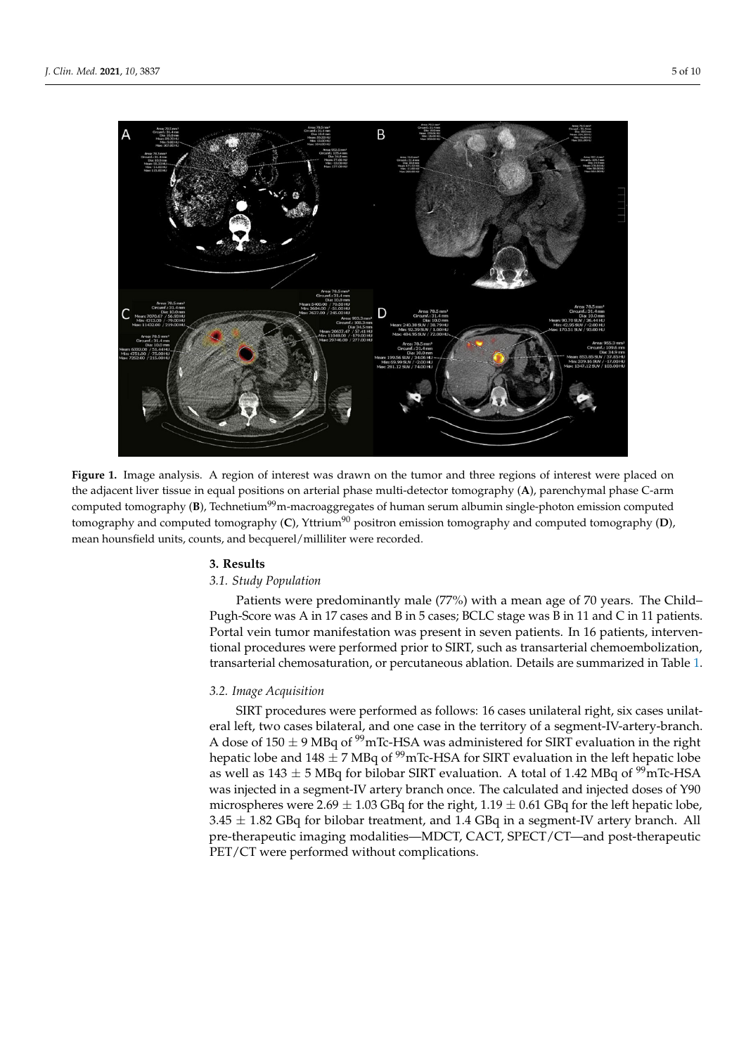**Figure 1.** Image analysis. A region of interest was drawn on the tumor and three regions of interest were placed on the adjacent liver tissue in equal positions on arterial phase multi-detector tomography (**A**), parenchymal phase C-arm computed tomography (**B**), Technetium$^{99}$m-macroaggregates of human serum albumin single-photon emission computed tomography and computed tomography (**C**), Yttrium$^{90}$ positron emission tomography and computed tomography (**D**), mean hounsfield units, counts, and becquerel/milliliter were recorded.

## 3. Results

### *3.1. Study Population*

Patients were predominantly male (77%) with a mean age of 70 years. The Child–Pugh-Score was A in 17 cases and B in 5 cases; BCLC stage was B in 11 and C in 11 patients. Portal vein tumor manifestation was present in seven patients. In 16 patients, interventional procedures were performed prior to SIRT, such as transarterial chemoembolization, transarterial chemosaturation, or percutaneous ablation. Details are summarized in Table 1.

### *3.2. Image Acquisition*

SIRT procedures were performed as follows: 16 cases unilateral right, six cases unilateral left, two cases bilateral, and one case in the territory of a segment-IV-artery-branch. A dose of $150 \pm 9$ MBq of $^{99}$mTc-HSA was administered for SIRT evaluation in the right hepatic lobe and $148 \pm 7$ MBq of $^{99}$mTc-HSA for SIRT evaluation in the left hepatic lobe as well as $143 \pm 5$ MBq for bilobar SIRT evaluation. A total of 1.42 MBq of $^{99}$mTc-HSA was injected in a segment-IV artery branch once. The calculated and injected doses of Y90 microspheres were $2.69 \pm 1.03$ GBq for the right, $1.19 \pm 0.61$ GBq for the left hepatic lobe, $3.45 \pm 1.82$ GBq for bilobar treatment, and 1.4 GBq in a segment-IV artery branch. All pre-therapeutic imaging modalities—MDCT, CACT, SPECT/CT—and post-therapeutic PET/CT were performed without complications.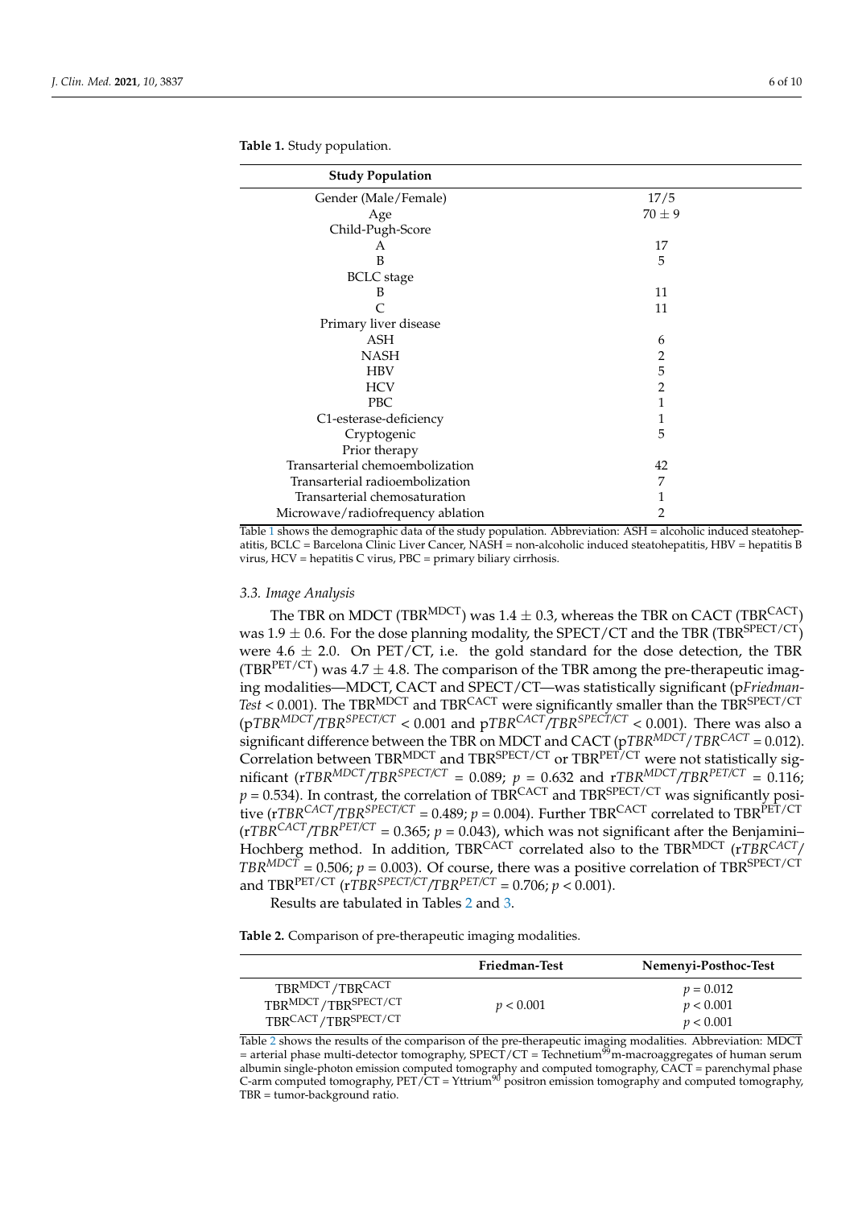**Table 1.** Study population.

| Study Population | |
|---|---|
| Gender (Male/Female) | 17/5 |
| Age | 70 ± 9 |
| Child-Pugh-Score | |
| A | 17 |
| B | 5 |
| BCLC stage | |
| B | 11 |
| C | 11 |
| Primary liver disease | |
| ASH | 6 |
| NASH | 2 |
| HBV | 5 |
| HCV | 2 |
| PBC | 1 |
| C1-esterase-deficiency | 1 |
| Cryptogenic | 5 |
| Prior therapy | |
| Transarterial chemoembolization | 42 |
| Transarterial radioembolization | 7 |
| Transarterial chemosaturation | 1 |
| Microwave/radiofrequency ablation | 2 |

Table 1 shows the demographic data of the study population. Abbreviation: ASH = alcoholic induced steatohepatitis, BCLC = Barcelona Clinic Liver Cancer, NASH = non-alcoholic induced steatohepatitis, HBV = hepatitis B virus, HCV = hepatitis C virus, PBC = primary biliary cirrhosis.

### *3.3. Image Analysis*

The TBR on MDCT ($TBR^{MDCT}$) was 1.4 ± 0.3, whereas the TBR on CACT ($TBR^{CACT}$) was 1.9 ± 0.6. For the dose planning modality, the SPECT/CT and the TBR ($TBR^{SPECT/CT}$) were 4.6 ± 2.0. On PET/CT, i.e. the gold standard for the dose detection, the TBR ($TBR^{PET/CT}$) was 4.7 ± 4.8. The comparison of the TBR among the pre-therapeutic imaging modalities—MDCT, CACT and SPECT/CT—was statistically significant ($p_{Friedman\text{-}Test} < 0.001$). The $TBR^{MDCT}$ and $TBR^{CACT}$ were significantly smaller than the $TBR^{SPECT/CT}$ ($p_{TBR^{MDCT}/TBR^{SPECT/CT}} < 0.001$ and $p_{TBR^{CACT}/TBR^{SPECT/CT}} < 0.001$). There was also a significant difference between the TBR on MDCT and CACT ($p_{TBR^{MDCT}/TBR^{CACT}} = 0.012$). Correlation between $TBR^{MDCT}$ and $TBR^{SPECT/CT}$ or $TBR^{PET/CT}$ were not statistically significant ($r_{TBR^{MDCT}/TBR^{SPECT/CT}} = 0.089$; $p = 0.632$ and $r_{TBR^{MDCT}/TBR^{PET/CT}} = 0.116$; $p = 0.534$). In contrast, the correlation of $TBR^{CACT}$ and $TBR^{SPECT/CT}$ was significantly positive ($r_{TBR^{CACT}/TBR^{SPECT/CT}} = 0.489$; $p = 0.004$). Further $TBR^{CACT}$ correlated to $TBR^{PET/CT}$ ($r_{TBR^{CACT}/TBR^{PET/CT}} = 0.365$; $p = 0.043$), which was not significant after the Benjamini–Hochberg method. In addition, $TBR^{CACT}$ correlated also to the $TBR^{MDCT}$ ($r_{TBR^{CACT}/TBR^{MDCT}} = 0.506$; $p = 0.003$). Of course, there was a positive correlation of $TBR^{SPECT/CT}$ and $TBR^{PET/CT}$ ($r_{TBR^{SPECT/CT}/TBR^{PET/CT}} = 0.706$; $p < 0.001$).

Results are tabulated in Tables 2 and 3.

**Table 2.** Comparison of pre-therapeutic imaging modalities.

| | Friedman-Test | Nemenyi-Posthoc-Test |
|---|---|---|
| $TBR^{MDCT}/TBR^{CACT}$ | | $p = 0.012$ |
| $TBR^{MDCT}/TBR^{SPECT/CT}$ | $p < 0.001$ | $p < 0.001$ |
| $TBR^{CACT}/TBR^{SPECT/CT}$ | | $p < 0.001$ |

Table 2 shows the results of the comparison of the pre-therapeutic imaging modalities. Abbreviation: MDCT = arterial phase multi-detector tomography, SPECT/CT = Technetium[99]m-macroaggregates of human serum albumin single-photon emission computed tomography and computed tomography, CACT = parenchymal phase C-arm computed tomography, PET/CT = Yttrium[90] positron emission tomography and computed tomography, TBR = tumor-background ratio.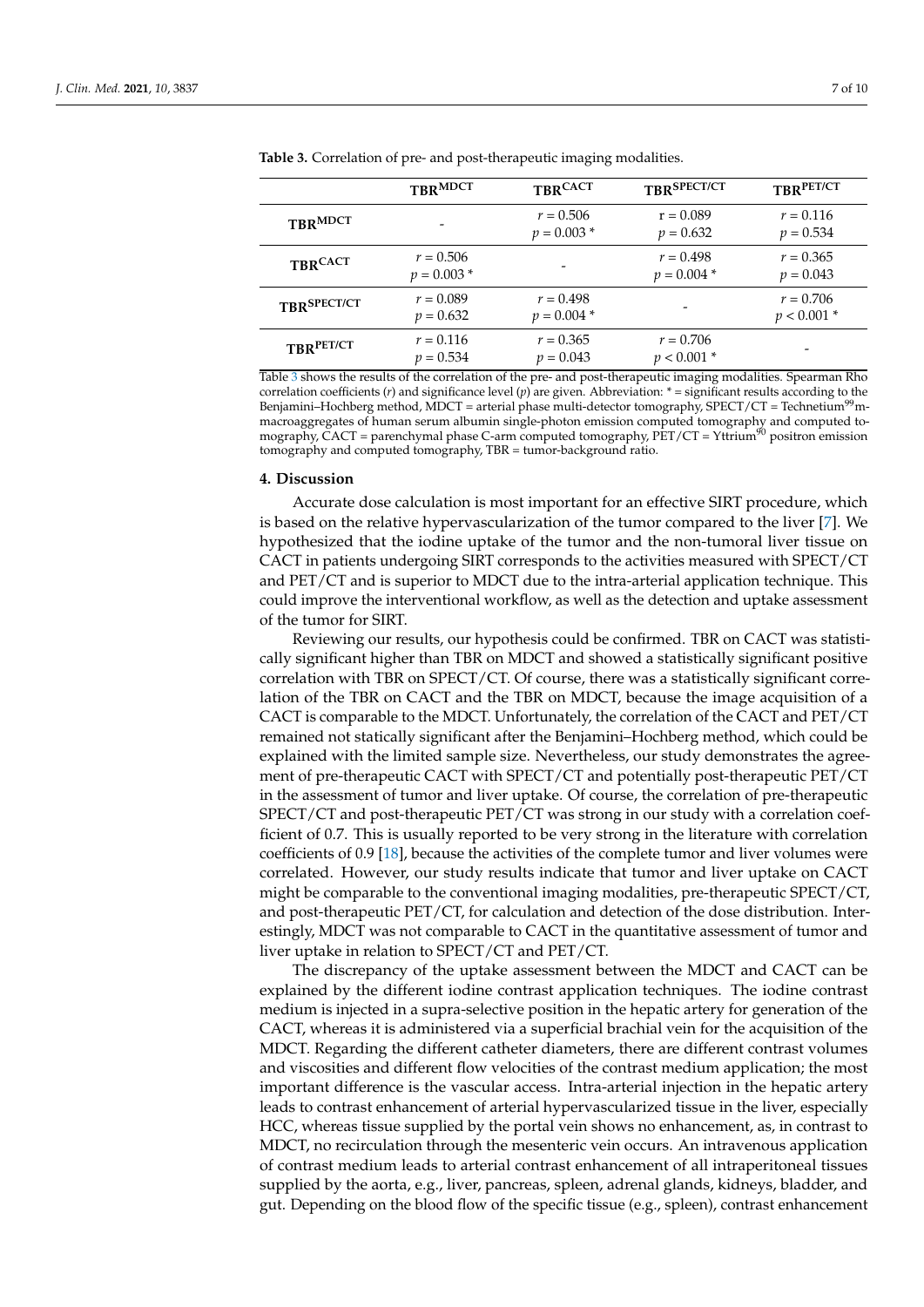**Table 3.** Correlation of pre- and post-therapeutic imaging modalities.

| | $TBR^{MDCT}$ | $TBR^{CACT}$ | $TBR^{SPECT/CT}$ | $TBR^{PET/CT}$ |
|---|---|---|---|---|
| $TBR^{MDCT}$ | - | $r = 0.506$ $p = 0.003$ * | r = 0.089 $p = 0.632$ | $r = 0.116$ $p = 0.534$ |
| $TBR^{CACT}$ | $r = 0.506$ $p = 0.003$ * | - | $r = 0.498$ $p = 0.004$ * | $r = 0.365$ $p = 0.043$ |
| $TBR^{SPECT/CT}$ | $r = 0.089$ $p = 0.632$ | $r = 0.498$ $p = 0.004$ * | - | $r = 0.706$ $p < 0.001$ * |
| $TBR^{PET/CT}$ | $r = 0.116$ $p = 0.534$ | $r = 0.365$ $p = 0.043$ | $r = 0.706$ $p < 0.001$ * | - |

Table 3 shows the results of the correlation of the pre- and post-therapeutic imaging modalities. Spearman Rho correlation coefficients ($r$) and significance level ($p$) are given. Abbreviation: * = significant results according to the Benjamini–Hochberg method, MDCT = arterial phase multi-detector tomography, SPECT/CT = Technetium[99]m-macroaggregates of human serum albumin single-photon emission computed tomography and computed tomography, CACT = parenchymal phase C-arm computed tomography, PET/CT = Yttrium[90] positron emission tomography and computed tomography, TBR = tumor-background ratio.

## 4. Discussion

Accurate dose calculation is most important for an effective SIRT procedure, which is based on the relative hypervascularization of the tumor compared to the liver [7]. We hypothesized that the iodine uptake of the tumor and the non-tumoral liver tissue on CACT in patients undergoing SIRT corresponds to the activities measured with SPECT/CT and PET/CT and is superior to MDCT due to the intra-arterial application technique. This could improve the interventional workflow, as well as the detection and uptake assessment of the tumor for SIRT.

Reviewing our results, our hypothesis could be confirmed. TBR on CACT was statistically significant higher than TBR on MDCT and showed a statistically significant positive correlation with TBR on SPECT/CT. Of course, there was a statistically significant correlation of the TBR on CACT and the TBR on MDCT, because the image acquisition of a CACT is comparable to the MDCT. Unfortunately, the correlation of the CACT and PET/CT remained not statically significant after the Benjamini–Hochberg method, which could be explained with the limited sample size. Nevertheless, our study demonstrates the agreement of pre-therapeutic CACT with SPECT/CT and potentially post-therapeutic PET/CT in the assessment of tumor and liver uptake. Of course, the correlation of pre-therapeutic SPECT/CT and post-therapeutic PET/CT was strong in our study with a correlation coefficient of 0.7. This is usually reported to be very strong in the literature with correlation coefficients of 0.9 [18], because the activities of the complete tumor and liver volumes were correlated. However, our study results indicate that tumor and liver uptake on CACT might be comparable to the conventional imaging modalities, pre-therapeutic SPECT/CT, and post-therapeutic PET/CT, for calculation and detection of the dose distribution. Interestingly, MDCT was not comparable to CACT in the quantitative assessment of tumor and liver uptake in relation to SPECT/CT and PET/CT.

The discrepancy of the uptake assessment between the MDCT and CACT can be explained by the different iodine contrast application techniques. The iodine contrast medium is injected in a supra-selective position in the hepatic artery for generation of the CACT, whereas it is administered via a superficial brachial vein for the acquisition of the MDCT. Regarding the different catheter diameters, there are different contrast volumes and viscosities and different flow velocities of the contrast medium application; the most important difference is the vascular access. Intra-arterial injection in the hepatic artery leads to contrast enhancement of arterial hypervascularized tissue in the liver, especially HCC, whereas tissue supplied by the portal vein shows no enhancement, as, in contrast to MDCT, no recirculation through the mesenteric vein occurs. An intravenous application of contrast medium leads to arterial contrast enhancement of all intraperitoneal tissues supplied by the aorta, e.g., liver, pancreas, spleen, adrenal glands, kidneys, bladder, and gut. Depending on the blood flow of the specific tissue (e.g., spleen), contrast enhancement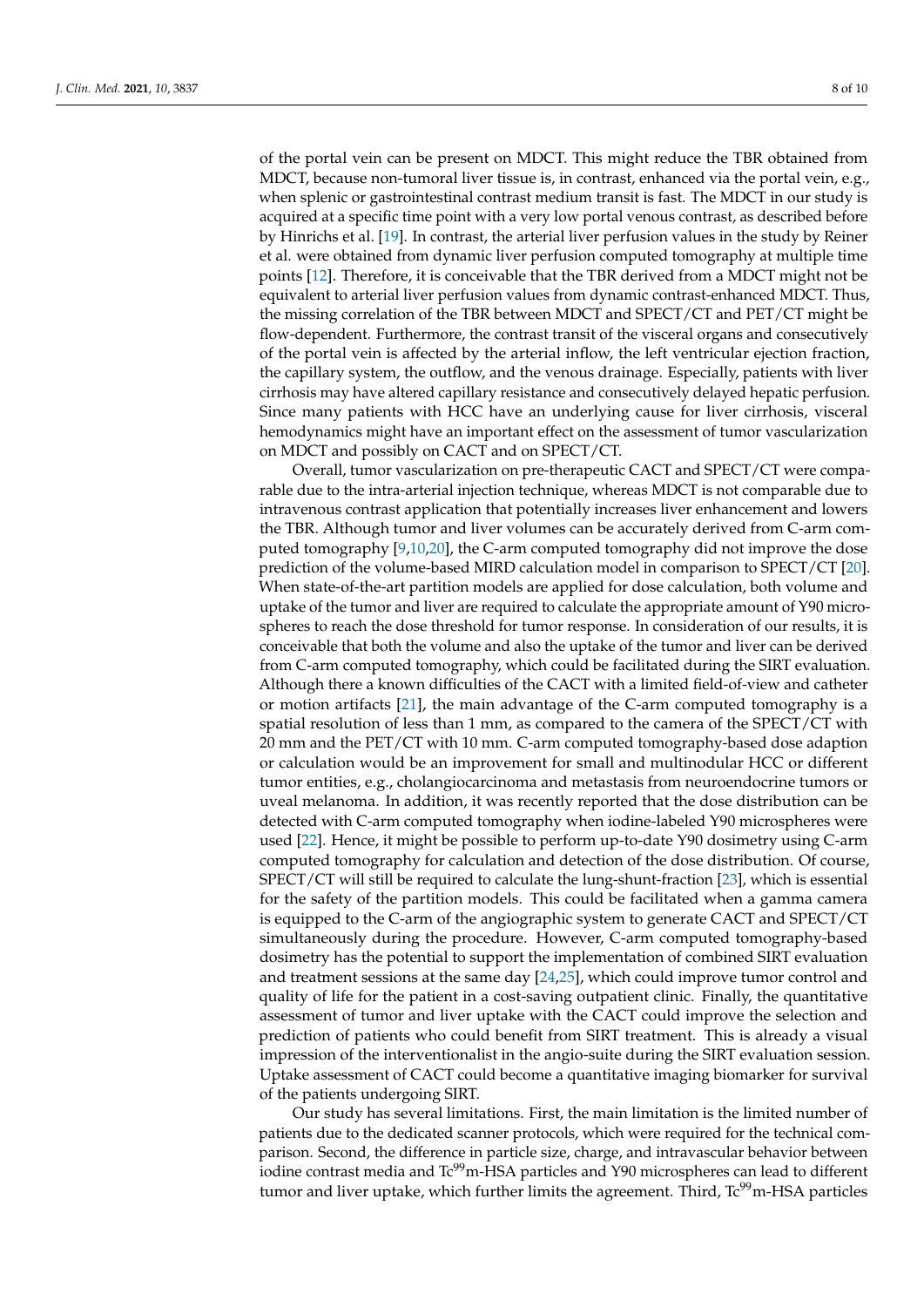of the portal vein can be present on MDCT. This might reduce the TBR obtained from MDCT, because non-tumoral liver tissue is, in contrast, enhanced via the portal vein, e.g., when splenic or gastrointestinal contrast medium transit is fast. The MDCT in our study is acquired at a specific time point with a very low portal venous contrast, as described before by Hinrichs et al. [19]. In contrast, the arterial liver perfusion values in the study by Reiner et al. were obtained from dynamic liver perfusion computed tomography at multiple time points [12]. Therefore, it is conceivable that the TBR derived from a MDCT might not be equivalent to arterial liver perfusion values from dynamic contrast-enhanced MDCT. Thus, the missing correlation of the TBR between MDCT and SPECT/CT and PET/CT might be flow-dependent. Furthermore, the contrast transit of the visceral organs and consecutively of the portal vein is affected by the arterial inflow, the left ventricular ejection fraction, the capillary system, the outflow, and the venous drainage. Especially, patients with liver cirrhosis may have altered capillary resistance and consecutively delayed hepatic perfusion. Since many patients with HCC have an underlying cause for liver cirrhosis, visceral hemodynamics might have an important effect on the assessment of tumor vascularization on MDCT and possibly on CACT and on SPECT/CT.

Overall, tumor vascularization on pre-therapeutic CACT and SPECT/CT were comparable due to the intra-arterial injection technique, whereas MDCT is not comparable due to intravenous contrast application that potentially increases liver enhancement and lowers the TBR. Although tumor and liver volumes can be accurately derived from C-arm computed tomography [9,10,20], the C-arm computed tomography did not improve the dose prediction of the volume-based MIRD calculation model in comparison to SPECT/CT [20]. When state-of-the-art partition models are applied for dose calculation, both volume and uptake of the tumor and liver are required to calculate the appropriate amount of Y90 microspheres to reach the dose threshold for tumor response. In consideration of our results, it is conceivable that both the volume and also the uptake of the tumor and liver can be derived from C-arm computed tomography, which could be facilitated during the SIRT evaluation. Although there a known difficulties of the CACT with a limited field-of-view and catheter or motion artifacts [21], the main advantage of the C-arm computed tomography is a spatial resolution of less than 1 mm, as compared to the camera of the SPECT/CT with 20 mm and the PET/CT with 10 mm. C-arm computed tomography-based dose adaption or calculation would be an improvement for small and multinodular HCC or different tumor entities, e.g., cholangiocarcinoma and metastasis from neuroendocrine tumors or uveal melanoma. In addition, it was recently reported that the dose distribution can be detected with C-arm computed tomography when iodine-labeled Y90 microspheres were used [22]. Hence, it might be possible to perform up-to-date Y90 dosimetry using C-arm computed tomography for calculation and detection of the dose distribution. Of course, SPECT/CT will still be required to calculate the lung-shunt-fraction [23], which is essential for the safety of the partition models. This could be facilitated when a gamma camera is equipped to the C-arm of the angiographic system to generate CACT and SPECT/CT simultaneously during the procedure. However, C-arm computed tomography-based dosimetry has the potential to support the implementation of combined SIRT evaluation and treatment sessions at the same day [24,25], which could improve tumor control and quality of life for the patient in a cost-saving outpatient clinic. Finally, the quantitative assessment of tumor and liver uptake with the CACT could improve the selection and prediction of patients who could benefit from SIRT treatment. This is already a visual impression of the interventionalist in the angio-suite during the SIRT evaluation session. Uptake assessment of CACT could become a quantitative imaging biomarker for survival of the patients undergoing SIRT.

Our study has several limitations. First, the main limitation is the limited number of patients due to the dedicated scanner protocols, which were required for the technical comparison. Second, the difference in particle size, charge, and intravascular behavior between iodine contrast media and $Tc^{99}m$-HSA particles and Y90 microspheres can lead to different tumor and liver uptake, which further limits the agreement. Third, $Tc^{99}m$-HSA particles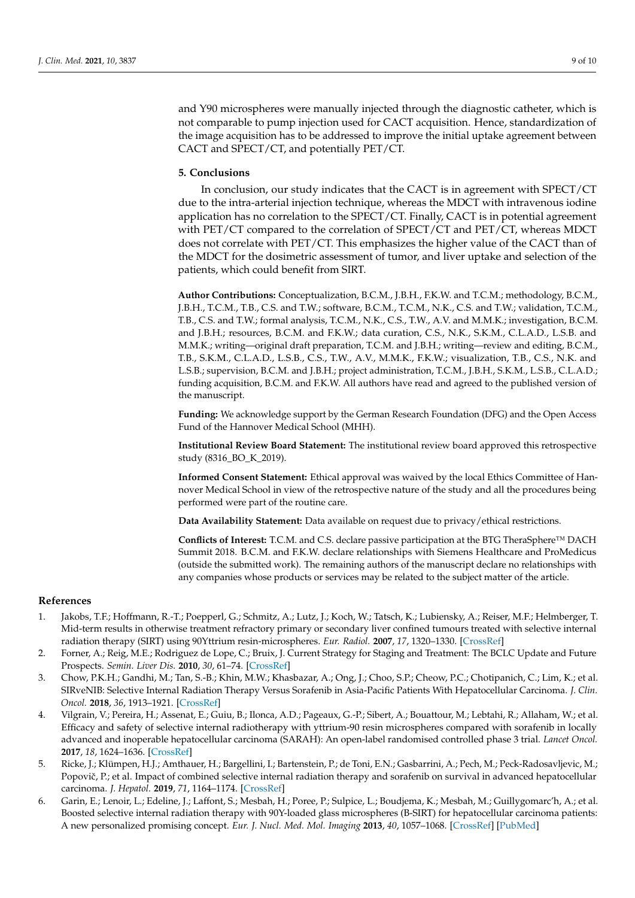and Y90 microspheres were manually injected through the diagnostic catheter, which is not comparable to pump injection used for CACT acquisition. Hence, standardization of the image acquisition has to be addressed to improve the initial uptake agreement between CACT and SPECT/CT, and potentially PET/CT.

## 5. Conclusions

In conclusion, our study indicates that the CACT is in agreement with SPECT/CT due to the intra-arterial injection technique, whereas the MDCT with intravenous iodine application has no correlation to the SPECT/CT. Finally, CACT is in potential agreement with PET/CT compared to the correlation of SPECT/CT and PET/CT, whereas MDCT does not correlate with PET/CT. This emphasizes the higher value of the CACT than of the MDCT for the dosimetric assessment of tumor, and liver uptake and selection of the patients, which could benefit from SIRT.

**Author Contributions:** Conceptualization, B.C.M., J.B.H., F.K.W. and T.C.M.; methodology, B.C.M., J.B.H., T.C.M., T.B., C.S. and T.W.; software, B.C.M., T.C.M., N.K., C.S. and T.W.; validation, T.C.M., T.B., C.S. and T.W.; formal analysis, T.C.M., N.K., C.S., T.W., A.V. and M.M.K.; investigation, B.C.M. and J.B.H.; resources, B.C.M. and F.K.W.; data curation, C.S., N.K., S.K.M., C.L.A.D., L.S.B. and M.M.K.; writing—original draft preparation, T.C.M. and J.B.H.; writing—review and editing, B.C.M., T.B., S.K.M., C.L.A.D., L.S.B., C.S., T.W., A.V., M.M.K., F.K.W.; visualization, T.B., C.S., N.K. and L.S.B.; supervision, B.C.M. and J.B.H.; project administration, T.C.M., J.B.H., S.K.M., L.S.B., C.L.A.D.; funding acquisition, B.C.M. and F.K.W. All authors have read and agreed to the published version of the manuscript.

**Funding:** We acknowledge support by the German Research Foundation (DFG) and the Open Access Fund of the Hannover Medical School (MHH).

**Institutional Review Board Statement:** The institutional review board approved this retrospective study (8316_BO_K_2019).

**Informed Consent Statement:** Ethical approval was waived by the local Ethics Committee of Hannover Medical School in view of the retrospective nature of the study and all the procedures being performed were part of the routine care.

**Data Availability Statement:** Data available on request due to privacy/ethical restrictions.

**Conflicts of Interest:** T.C.M. and C.S. declare passive participation at the BTG TheraSphere™ DACH Summit 2018. B.C.M. and F.K.W. declare relationships with Siemens Healthcare and ProMedicus (outside the submitted work). The remaining authors of the manuscript declare no relationships with any companies whose products or services may be related to the subject matter of the article.

## References

1. Jakobs, T.F.; Hoffmann, R.-T.; Poepperl, G.; Schmitz, A.; Lutz, J.; Koch, W.; Tatsch, K.; Lubiensky, A.; Reiser, M.F.; Helmberger, T. Mid-term results in otherwise treatment refractory primary or secondary liver confined tumours treated with selective internal radiation therapy (SIRT) using 90Yttrium resin-microspheres. *Eur. Radiol.* **2007**, *17*, 1320–1330. [CrossRef]
2. Forner, A.; Reig, M.E.; Rodriguez de Lope, C.; Bruix, J. Current Strategy for Staging and Treatment: The BCLC Update and Future Prospects. *Semin. Liver Dis.* **2010**, *30*, 61–74. [CrossRef]
3. Chow, P.K.H.; Gandhi, M.; Tan, S.-B.; Khin, M.W.; Khasbazar, A.; Ong, J.; Choo, S.P.; Cheow, P.C.; Chotipanich, C.; Lim, K.; et al. SIRveNIB: Selective Internal Radiation Therapy Versus Sorafenib in Asia-Pacific Patients With Hepatocellular Carcinoma. *J. Clin. Oncol.* **2018**, *36*, 1913–1921. [CrossRef]
4. Vilgrain, V.; Pereira, H.; Assenat, E.; Guiu, B.; Ilonca, A.D.; Pageaux, G.-P.; Sibert, A.; Bouattour, M.; Lebtahi, R.; Allaham, W.; et al. Efficacy and safety of selective internal radiotherapy with yttrium-90 resin microspheres compared with sorafenib in locally advanced and inoperable hepatocellular carcinoma (SARAH): An open-label randomised controlled phase 3 trial. *Lancet Oncol.* **2017**, *18*, 1624–1636. [CrossRef]
5. Ricke, J.; Klümpen, H.J.; Amthauer, H.; Bargellini, I.; Bartenstein, P.; de Toni, E.N.; Gasbarrini, A.; Pech, M.; Peck-Radosavljevic, M.; Popovič, P.; et al. Impact of combined selective internal radiation therapy and sorafenib on survival in advanced hepatocellular carcinoma. *J. Hepatol.* **2019**, *71*, 1164–1174. [CrossRef]
6. Garin, E.; Lenoir, L.; Edeline, J.; Laffont, S.; Mesbah, H.; Poree, P.; Sulpice, L.; Boudjema, K.; Mesbah, M.; Guillygomarc'h, A.; et al. Boosted selective internal radiation therapy with 90Y-loaded glass microspheres (B-SIRT) for hepatocellular carcinoma patients: A new personalized promising concept. *Eur. J. Nucl. Med. Mol. Imaging* **2013**, *40*, 1057–1068. [CrossRef] [PubMed]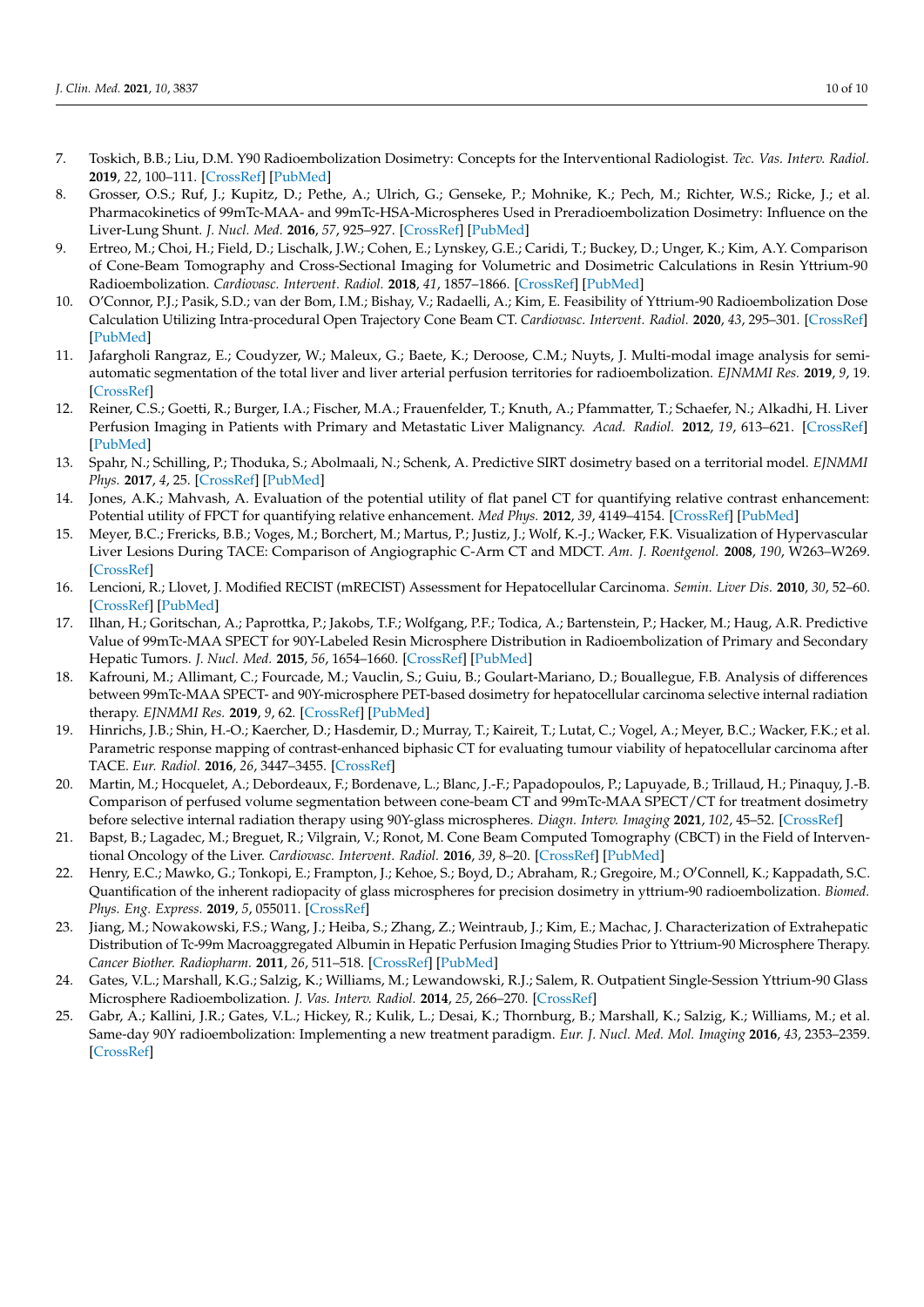7. Toskich, B.B.; Liu, D.M. Y90 Radioembolization Dosimetry: Concepts for the Interventional Radiologist. *Tec. Vas. Interv. Radiol.* **2019**, *22*, 100–111. [CrossRef] [PubMed]
8. Grosser, O.S.; Ruf, J.; Kupitz, D.; Pethe, A.; Ulrich, G.; Genseke, P.; Mohnike, K.; Pech, M.; Richter, W.S.; Ricke, J.; et al. Pharmacokinetics of 99mTc-MAA- and 99mTc-HSA-Microspheres Used in Preradioembolization Dosimetry: Influence on the Liver-Lung Shunt. *J. Nucl. Med.* **2016**, *57*, 925–927. [CrossRef] [PubMed]
9. Ertreo, M.; Choi, H.; Field, D.; Lischalk, J.W.; Cohen, E.; Lynskey, G.E.; Caridi, T.; Buckey, D.; Unger, K.; Kim, A.Y. Comparison of Cone-Beam Tomography and Cross-Sectional Imaging for Volumetric and Dosimetric Calculations in Resin Yttrium-90 Radioembolization. *Cardiovasc. Intervent. Radiol.* **2018**, *41*, 1857–1866. [CrossRef] [PubMed]
10. O'Connor, P.J.; Pasik, S.D.; van der Bom, I.M.; Bishay, V.; Radaelli, A.; Kim, E. Feasibility of Yttrium-90 Radioembolization Dose Calculation Utilizing Intra-procedural Open Trajectory Cone Beam CT. *Cardiovasc. Intervent. Radiol.* **2020**, *43*, 295–301. [CrossRef] [PubMed]
11. Jafargholi Rangraz, E.; Coudyzer, W.; Maleux, G.; Baete, K.; Deroose, C.M.; Nuyts, J. Multi-modal image analysis for semi-automatic segmentation of the total liver and liver arterial perfusion territories for radioembolization. *EJNMMI Res.* **2019**, *9*, 19. [CrossRef]
12. Reiner, C.S.; Goetti, R.; Burger, I.A.; Fischer, M.A.; Frauenfelder, T.; Knuth, A.; Pfammatter, T.; Schaefer, N.; Alkadhi, H. Liver Perfusion Imaging in Patients with Primary and Metastatic Liver Malignancy. *Acad. Radiol.* **2012**, *19*, 613–621. [CrossRef] [PubMed]
13. Spahr, N.; Schilling, P.; Thoduka, S.; Abolmaali, N.; Schenk, A. Predictive SIRT dosimetry based on a territorial model. *EJNMMI Phys.* **2017**, *4*, 25. [CrossRef] [PubMed]
14. Jones, A.K.; Mahvash, A. Evaluation of the potential utility of flat panel CT for quantifying relative contrast enhancement: Potential utility of FPCT for quantifying relative enhancement. *Med Phys.* **2012**, *39*, 4149–4154. [CrossRef] [PubMed]
15. Meyer, B.C.; Frericks, B.B.; Voges, M.; Borchert, M.; Martus, P.; Justiz, J.; Wolf, K.-J.; Wacker, F.K. Visualization of Hypervascular Liver Lesions During TACE: Comparison of Angiographic C-Arm CT and MDCT. *Am. J. Roentgenol.* **2008**, *190*, W263–W269. [CrossRef]
16. Lencioni, R.; Llovet, J. Modified RECIST (mRECIST) Assessment for Hepatocellular Carcinoma. *Semin. Liver Dis.* **2010**, *30*, 52–60. [CrossRef] [PubMed]
17. Ilhan, H.; Goritschan, A.; Paprottka, P.; Jakobs, T.F.; Wolfgang, P.F.; Todica, A.; Bartenstein, P.; Hacker, M.; Haug, A.R. Predictive Value of 99mTc-MAA SPECT for 90Y-Labeled Resin Microsphere Distribution in Radioembolization of Primary and Secondary Hepatic Tumors. *J. Nucl. Med.* **2015**, *56*, 1654–1660. [CrossRef] [PubMed]
18. Kafrouni, M.; Allimant, C.; Fourcade, M.; Vauclin, S.; Guiu, B.; Goulart-Mariano, D.; Bouallegue, F.B. Analysis of differences between 99mTc-MAA SPECT- and 90Y-microsphere PET-based dosimetry for hepatocellular carcinoma selective internal radiation therapy. *EJNMMI Res.* **2019**, *9*, 62. [CrossRef] [PubMed]
19. Hinrichs, J.B.; Shin, H.-O.; Kaercher, D.; Hasdemir, D.; Murray, T.; Kaireit, T.; Lutat, C.; Vogel, A.; Meyer, B.C.; Wacker, F.K.; et al. Parametric response mapping of contrast-enhanced biphasic CT for evaluating tumour viability of hepatocellular carcinoma after TACE. *Eur. Radiol.* **2016**, *26*, 3447–3455. [CrossRef]
20. Martin, M.; Hocquelet, A.; Debordeaux, F.; Bordenave, L.; Blanc, J.-F.; Papadopoulos, P.; Lapuyade, B.; Trillaud, H.; Pinaquy, J.-B. Comparison of perfused volume segmentation between cone-beam CT and 99mTc-MAA SPECT/CT for treatment dosimetry before selective internal radiation therapy using 90Y-glass microspheres. *Diagn. Interv. Imaging* **2021**, *102*, 45–52. [CrossRef]
21. Bapst, B.; Lagadec, M.; Breguet, R.; Vilgrain, V.; Ronot, M. Cone Beam Computed Tomography (CBCT) in the Field of Interventional Oncology of the Liver. *Cardiovasc. Intervent. Radiol.* **2016**, *39*, 8–20. [CrossRef] [PubMed]
22. Henry, E.C.; Mawko, G.; Tonkopi, E.; Frampton, J.; Kehoe, S.; Boyd, D.; Abraham, R.; Gregoire, M.; O'Connell, K.; Kappadath, S.C. Quantification of the inherent radiopacity of glass microspheres for precision dosimetry in yttrium-90 radioembolization. *Biomed. Phys. Eng. Express.* **2019**, *5*, 055011. [CrossRef]
23. Jiang, M.; Nowakowski, F.S.; Wang, J.; Heiba, S.; Zhang, Z.; Weintraub, J.; Kim, E.; Machac, J. Characterization of Extrahepatic Distribution of Tc-99m Macroaggregated Albumin in Hepatic Perfusion Imaging Studies Prior to Yttrium-90 Microsphere Therapy. *Cancer Biother. Radiopharm.* **2011**, *26*, 511–518. [CrossRef] [PubMed]
24. Gates, V.L.; Marshall, K.G.; Salzig, K.; Williams, M.; Lewandowski, R.J.; Salem, R. Outpatient Single-Session Yttrium-90 Glass Microsphere Radioembolization. *J. Vas. Interv. Radiol.* **2014**, *25*, 266–270. [CrossRef]
25. Gabr, A.; Kallini, J.R.; Gates, V.L.; Hickey, R.; Kulik, L.; Desai, K.; Thornburg, B.; Marshall, K.; Salzig, K.; Williams, M.; et al. Same-day 90Y radioembolization: Implementing a new treatment paradigm. *Eur. J. Nucl. Med. Mol. Imaging* **2016**, *43*, 2353–2359. [CrossRef]